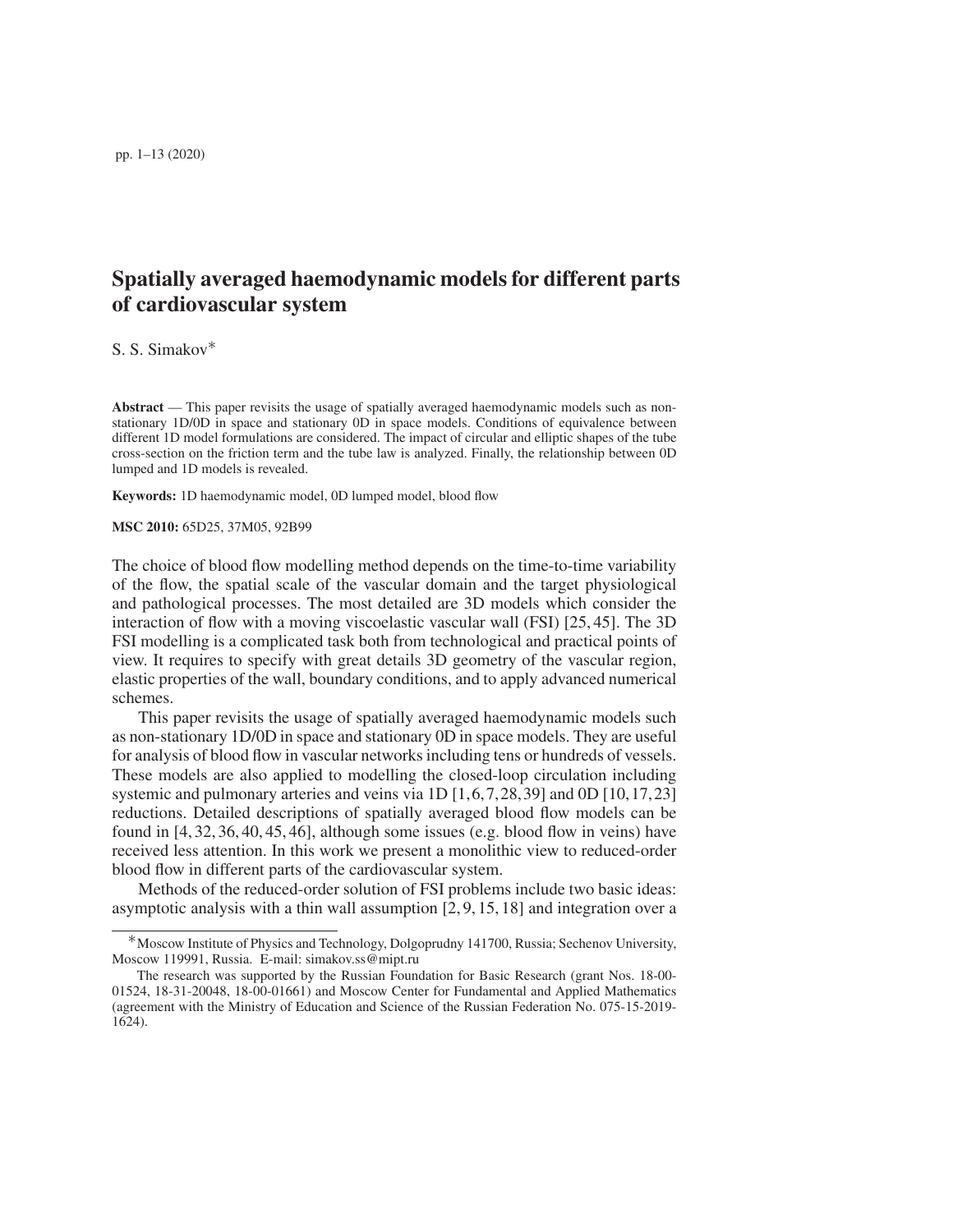# Spatially averaged haemodynamic models for different parts of cardiovascular system

S. S. Simakov*

**Abstract** — This paper revisits the usage of spatially averaged haemodynamic models such as non-stationary 1D/0D in space and stationary 0D in space models. Conditions of equivalence between different 1D model formulations are considered. The impact of circular and elliptic shapes of the tube cross-section on the friction term and the tube law is analyzed. Finally, the relationship between 0D lumped and 1D models is revealed.

**Keywords:** 1D haemodynamic model, 0D lumped model, blood flow

**MSC 2010:** 65D25, 37M05, 92B99

The choice of blood flow modelling method depends on the time-to-time variability of the flow, the spatial scale of the vascular domain and the target physiological and pathological processes. The most detailed are 3D models which consider the interaction of flow with a moving viscoelastic vascular wall (FSI) [25, 45]. The 3D FSI modelling is a complicated task both from technological and practical points of view. It requires to specify with great details 3D geometry of the vascular region, elastic properties of the wall, boundary conditions, and to apply advanced numerical schemes.

This paper revisits the usage of spatially averaged haemodynamic models such as non-stationary 1D/0D in space and stationary 0D in space models. They are useful for analysis of blood flow in vascular networks including tens or hundreds of vessels. These models are also applied to modelling the closed-loop circulation including systemic and pulmonary arteries and veins via 1D [1, 6, 7, 28, 39] and 0D [10, 17, 23] reductions. Detailed descriptions of spatially averaged blood flow models can be found in [4, 32, 36, 40, 45, 46], although some issues (e.g. blood flow in veins) have received less attention. In this work we present a monolithic view to reduced-order blood flow in different parts of the cardiovascular system.

Methods of the reduced-order solution of FSI problems include two basic ideas: asymptotic analysis with a thin wall assumption [2, 9, 15, 18] and integration over a

---

*Moscow Institute of Physics and Technology, Dolgoprudny 141700, Russia; Sechenov University, Moscow 119991, Russia. E-mail: simakov.ss@mipt.ru

The research was supported by the Russian Foundation for Basic Research (grant Nos. 18-00-01524, 18-31-20048, 18-00-01661) and Moscow Center for Fundamental and Applied Mathematics (agreement with the Ministry of Education and Science of the Russian Federation No. 075-15-2019-1624).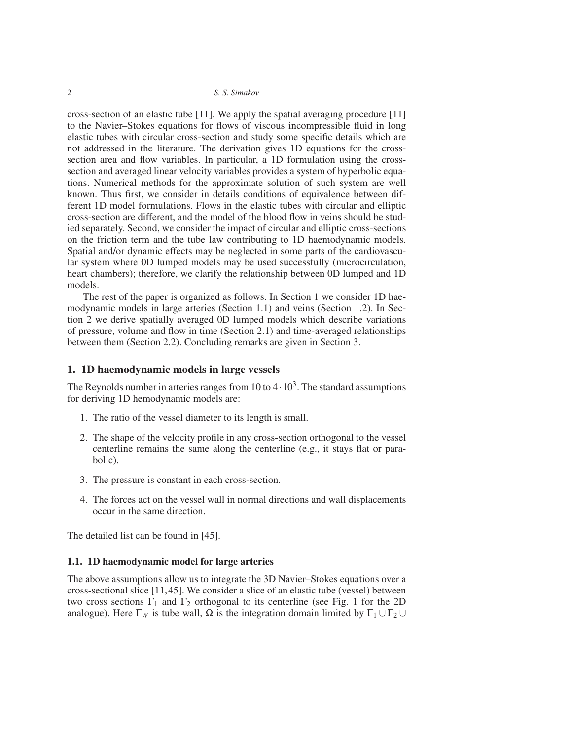cross-section of an elastic tube [11]. We apply the spatial averaging procedure [11] to the Navier–Stokes equations for flows of viscous incompressible fluid in long elastic tubes with circular cross-section and study some specific details which are not addressed in the literature. The derivation gives 1D equations for the cross-section area and flow variables. In particular, a 1D formulation using the cross-section and averaged linear velocity variables provides a system of hyperbolic equations. Numerical methods for the approximate solution of such system are well known. Thus first, we consider in details conditions of equivalence between different 1D model formulations. Flows in the elastic tubes with circular and elliptic cross-section are different, and the model of the blood flow in veins should be studied separately. Second, we consider the impact of circular and elliptic cross-sections on the friction term and the tube law contributing to 1D haemodynamic models. Spatial and/or dynamic effects may be neglected in some parts of the cardiovascular system where 0D lumped models may be used successfully (microcirculation, heart chambers); therefore, we clarify the relationship between 0D lumped and 1D models.

The rest of the paper is organized as follows. In Section 1 we consider 1D haemodynamic models in large arteries (Section 1.1) and veins (Section 1.2). In Section 2 we derive spatially averaged 0D lumped models which describe variations of pressure, volume and flow in time (Section 2.1) and time-averaged relationships between them (Section 2.2). Concluding remarks are given in Section 3.

## 1. 1D haemodynamic models in large vessels

The Reynolds number in arteries ranges from 10 to $4 \cdot 10^3$. The standard assumptions for deriving 1D hemodynamic models are:

1. The ratio of the vessel diameter to its length is small.
2. The shape of the velocity profile in any cross-section orthogonal to the vessel centerline remains the same along the centerline (e.g., it stays flat or parabolic).
3. The pressure is constant in each cross-section.
4. The forces act on the vessel wall in normal directions and wall displacements occur in the same direction.

The detailed list can be found in [45].

### 1.1. 1D haemodynamic model for large arteries

The above assumptions allow us to integrate the 3D Navier–Stokes equations over a cross-sectional slice [11, 45]. We consider a slice of an elastic tube (vessel) between two cross sections $\Gamma_1$ and $\Gamma_2$ orthogonal to its centerline (see Fig. 1 for the 2D analogue). Here $\Gamma_W$ is tube wall, $\Omega$ is the integration domain limited by $\Gamma_1 \cup \Gamma_2 \cup$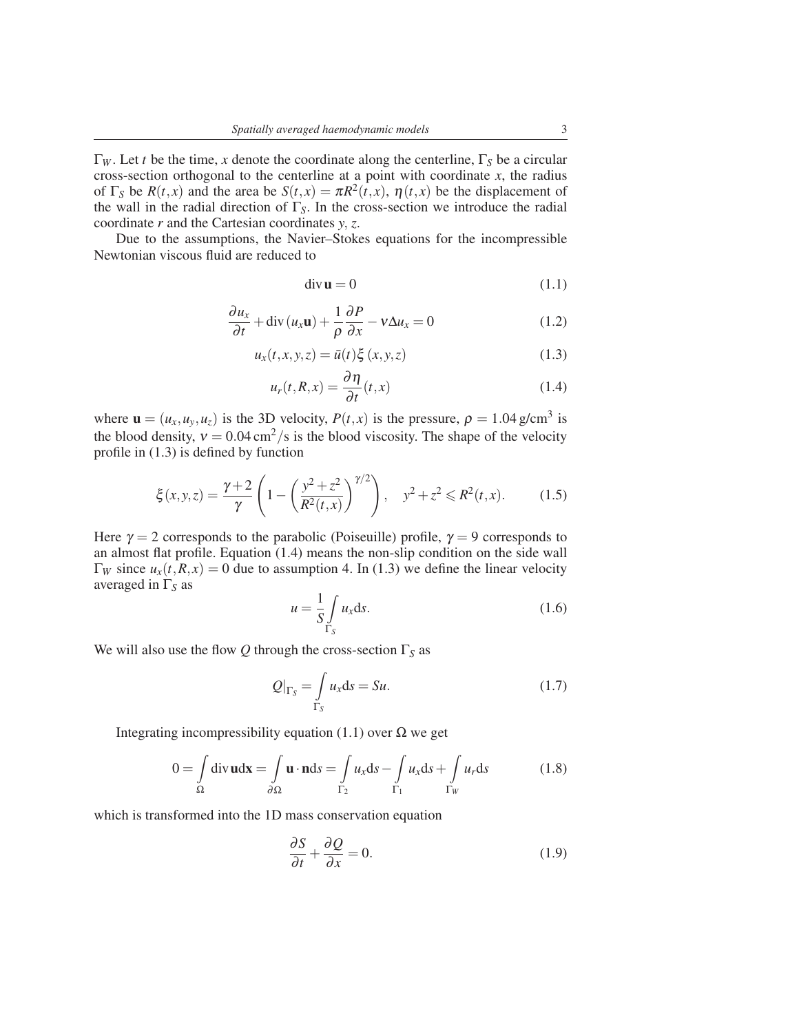$\Gamma_W$. Let $t$ be the time, $x$ denote the coordinate along the centerline, $\Gamma_S$ be a circular cross-section orthogonal to the centerline at a point with coordinate $x$, the radius of $\Gamma_S$ be $R(t,x)$ and the area be $S(t,x) = \pi R^2(t,x)$, $\eta(t,x)$ be the displacement of the wall in the radial direction of $\Gamma_S$. In the cross-section we introduce the radial coordinate $r$ and the Cartesian coordinates $y$, $z$.

Due to the assumptions, the Navier–Stokes equations for the incompressible Newtonian viscous fluid are reduced to

$$\operatorname{div} \mathbf{u} = 0 \tag{1.1}$$

$$\frac{\partial u_x}{\partial t} + \operatorname{div}(u_x \mathbf{u}) + \frac{1}{\rho}\frac{\partial P}{\partial x} - \nu \Delta u_x = 0 \tag{1.2}$$

$$u_x(t,x,y,z) = \bar{u}(t)\xi(x,y,z) \tag{1.3}$$

$$u_r(t,R,x) = \frac{\partial \eta}{\partial t}(t,x) \tag{1.4}$$

where $\mathbf{u} = (u_x, u_y, u_z)$ is the 3D velocity, $P(t,x)$ is the pressure, $\rho = 1.04\,\text{g/cm}^3$ is the blood density, $\nu = 0.04\,\text{cm}^2/\text{s}$ is the blood viscosity. The shape of the velocity profile in (1.3) is defined by function

$$\xi(x,y,z) = \frac{\gamma+2}{\gamma}\left(1 - \left(\frac{y^2+z^2}{R^2(t,x)}\right)^{\gamma/2}\right), \quad y^2+z^2 \leqslant R^2(t,x). \tag{1.5}$$

Here $\gamma = 2$ corresponds to the parabolic (Poiseuille) profile, $\gamma = 9$ corresponds to an almost flat profile. Equation (1.4) means the non-slip condition on the side wall $\Gamma_W$ since $u_x(t,R,x) = 0$ due to assumption 4. In (1.3) we define the linear velocity averaged in $\Gamma_S$ as

$$u = \frac{1}{S}\int\limits_{\Gamma_S} u_x \mathrm{d}s. \tag{1.6}$$

We will also use the flow $Q$ through the cross-section $\Gamma_S$ as

$$Q|_{\Gamma_S} = \int\limits_{\Gamma_S} u_x \mathrm{d}s = Su. \tag{1.7}$$

Integrating incompressibility equation (1.1) over $\Omega$ we get

$$0 = \int\limits_{\Omega} \operatorname{div} \mathbf{u} \mathrm{d}\mathbf{x} = \int\limits_{\partial\Omega} \mathbf{u}\cdot\mathbf{n}\mathrm{d}s = \int\limits_{\Gamma_2} u_x \mathrm{d}s - \int\limits_{\Gamma_1} u_x \mathrm{d}s + \int\limits_{\Gamma_W} u_r \mathrm{d}s \tag{1.8}$$

which is transformed into the 1D mass conservation equation

$$\frac{\partial S}{\partial t} + \frac{\partial Q}{\partial x} = 0. \tag{1.9}$$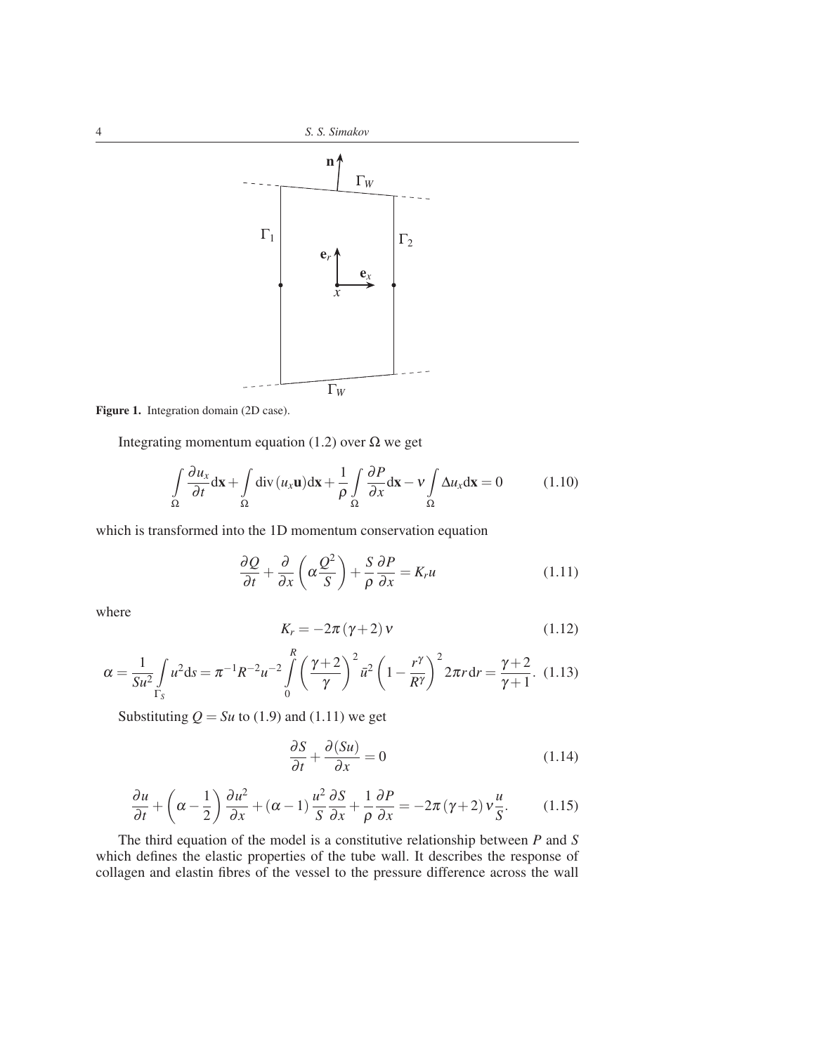**Figure 1.** Integration domain (2D case).

Integrating momentum equation (1.2) over $\Omega$ we get

$$\int_{\Omega} \frac{\partial u_x}{\partial t} \mathrm{d}\mathbf{x} + \int_{\Omega} \operatorname{div}(u_x \mathbf{u}) \mathrm{d}\mathbf{x} + \frac{1}{\rho} \int_{\Omega} \frac{\partial P}{\partial x} \mathrm{d}\mathbf{x} - \nu \int_{\Omega} \Delta u_x \mathrm{d}\mathbf{x} = 0 \tag{1.10}$$

which is transformed into the 1D momentum conservation equation

$$\frac{\partial Q}{\partial t} + \frac{\partial}{\partial x}\left(\alpha \frac{Q^2}{S}\right) + \frac{S}{\rho}\frac{\partial P}{\partial x} = K_r u \tag{1.11}$$

where

$$K_r = -2\pi(\gamma+2)\nu \tag{1.12}$$

$$\alpha = \frac{1}{Su^2}\int_{\Gamma_S} u^2 \mathrm{d}s = \pi^{-1}R^{-2}u^{-2}\int_0^R \left(\frac{\gamma+2}{\gamma}\right)^2 \bar{u}^2 \left(1-\frac{r^\gamma}{R^\gamma}\right)^2 2\pi r\,\mathrm{d}r = \frac{\gamma+2}{\gamma+1}. \tag{1.13}$$

Substituting $Q = Su$ to (1.9) and (1.11) we get

$$\frac{\partial S}{\partial t} + \frac{\partial (Su)}{\partial x} = 0 \tag{1.14}$$

$$\frac{\partial u}{\partial t} + \left(\alpha - \frac{1}{2}\right)\frac{\partial u^2}{\partial x} + (\alpha - 1)\frac{u^2}{S}\frac{\partial S}{\partial x} + \frac{1}{\rho}\frac{\partial P}{\partial x} = -2\pi(\gamma+2)\nu\frac{u}{S}. \tag{1.15}$$

The third equation of the model is a constitutive relationship between $P$ and $S$ which defines the elastic properties of the tube wall. It describes the response of collagen and elastin fibres of the vessel to the pressure difference across the wall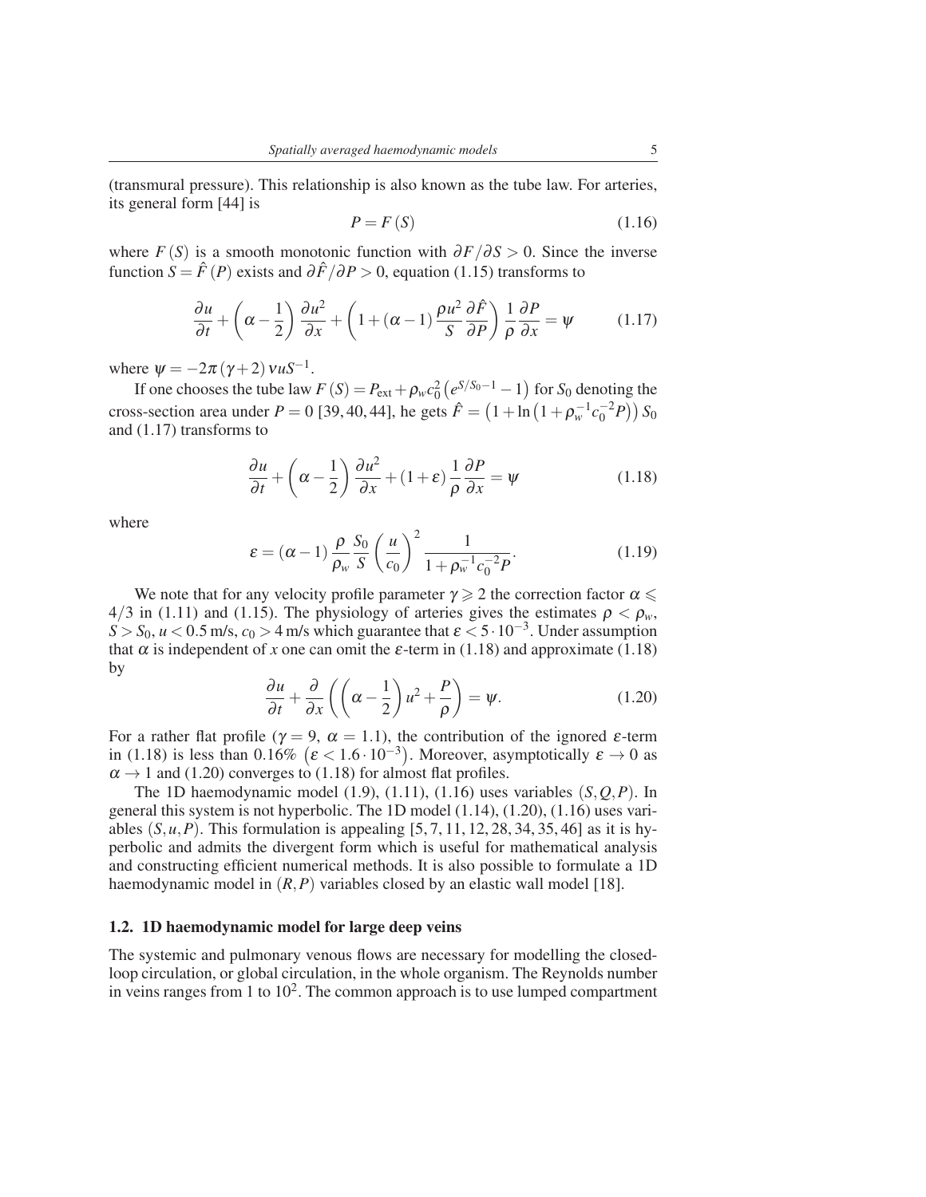(transmural pressure). This relationship is also known as the tube law. For arteries, its general form [44] is

$$P = F(S) \tag{1.16}$$

where $F(S)$ is a smooth monotonic function with $\partial F/\partial S > 0$. Since the inverse function $S = \hat{F}(P)$ exists and $\partial \hat{F}/\partial P > 0$, equation (1.15) transforms to

$$\frac{\partial u}{\partial t} + \left(\alpha - \frac{1}{2}\right)\frac{\partial u^2}{\partial x} + \left(1 + (\alpha - 1)\frac{\rho u^2}{S}\frac{\partial \hat{F}}{\partial P}\right)\frac{1}{\rho}\frac{\partial P}{\partial x} = \psi \tag{1.17}$$

where $\psi = -2\pi(\gamma + 2)\nu u S^{-1}$.

If one chooses the tube law $F(S) = P_{\text{ext}} + \rho_w c_0^2\left(e^{S/S_0 - 1} - 1\right)$ for $S_0$ denoting the cross-section area under $P = 0$ [39, 40, 44], he gets $\hat{F} = \left(1 + \ln\left(1 + \rho_w^{-1} c_0^{-2} P\right)\right) S_0$ and (1.17) transforms to

$$\frac{\partial u}{\partial t} + \left(\alpha - \frac{1}{2}\right)\frac{\partial u^2}{\partial x} + (1 + \varepsilon)\frac{1}{\rho}\frac{\partial P}{\partial x} = \psi \tag{1.18}$$

where

$$\varepsilon = (\alpha - 1)\frac{\rho}{\rho_w}\frac{S_0}{S}\left(\frac{u}{c_0}\right)^2 \frac{1}{1 + \rho_w^{-1} c_0^{-2} P}. \tag{1.19}$$

We note that for any velocity profile parameter $\gamma \geqslant 2$ the correction factor $\alpha \leqslant 4/3$ in (1.11) and (1.15). The physiology of arteries gives the estimates $\rho < \rho_w$, $S > S_0$, $u < 0.5$ m/s, $c_0 > 4$ m/s which guarantee that $\varepsilon < 5 \cdot 10^{-3}$. Under assumption that $\alpha$ is independent of $x$ one can omit the $\varepsilon$-term in (1.18) and approximate (1.18) by

$$\frac{\partial u}{\partial t} + \frac{\partial}{\partial x}\left(\left(\alpha - \frac{1}{2}\right)u^2 + \frac{P}{\rho}\right) = \psi. \tag{1.20}$$

For a rather flat profile ($\gamma = 9$, $\alpha = 1.1$), the contribution of the ignored $\varepsilon$-term in (1.18) is less than 0.16% $\left(\varepsilon < 1.6 \cdot 10^{-3}\right)$. Moreover, asymptotically $\varepsilon \to 0$ as $\alpha \to 1$ and (1.20) converges to (1.18) for almost flat profiles.

The 1D haemodynamic model (1.9), (1.11), (1.16) uses variables $(S, Q, P)$. In general this system is not hyperbolic. The 1D model (1.14), (1.20), (1.16) uses variables $(S, u, P)$. This formulation is appealing [5, 7, 11, 12, 28, 34, 35, 46] as it is hyperbolic and admits the divergent form which is useful for mathematical analysis and constructing efficient numerical methods. It is also possible to formulate a 1D haemodynamic model in $(R, P)$ variables closed by an elastic wall model [18].

### 1.2. 1D haemodynamic model for large deep veins

The systemic and pulmonary venous flows are necessary for modelling the closed-loop circulation, or global circulation, in the whole organism. The Reynolds number in veins ranges from 1 to $10^2$. The common approach is to use lumped compartment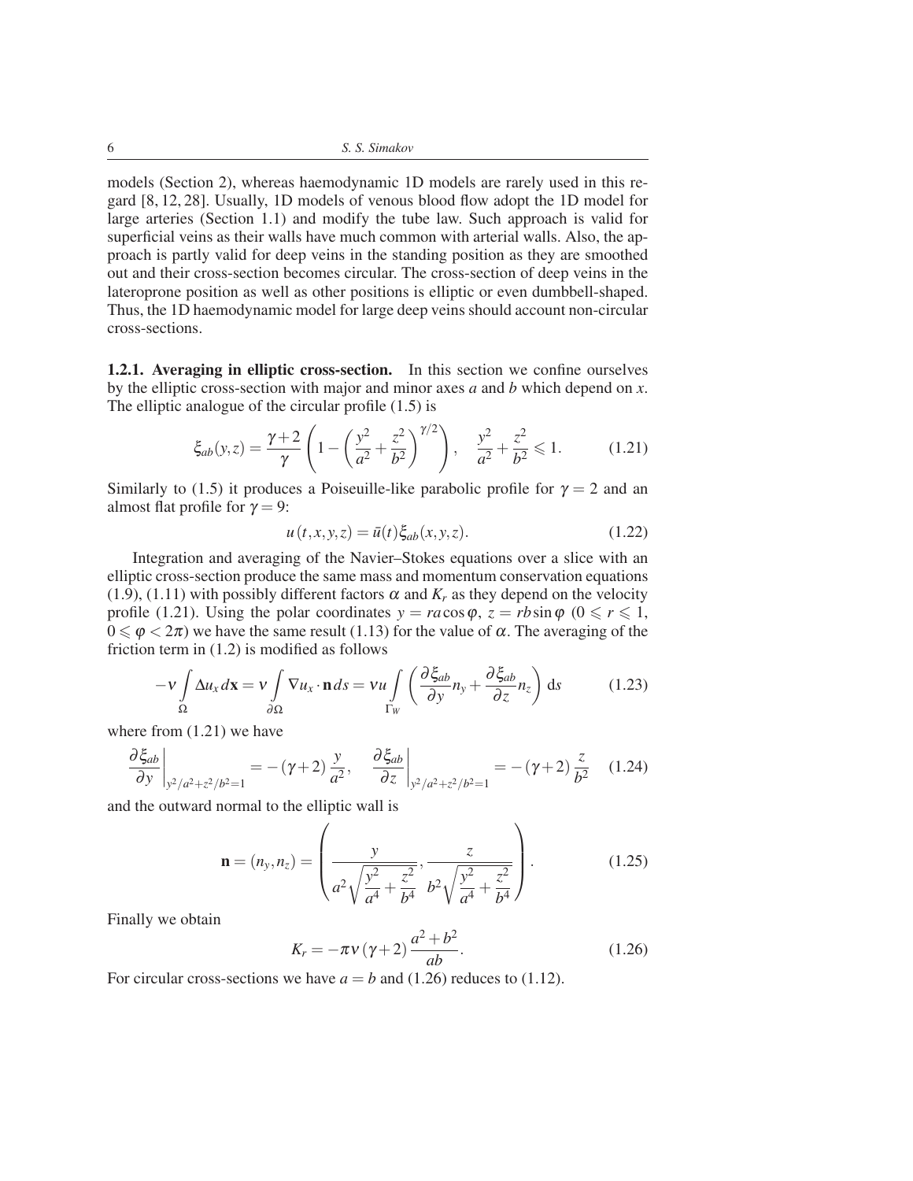models (Section 2), whereas haemodynamic 1D models are rarely used in this regard [8, 12, 28]. Usually, 1D models of venous blood flow adopt the 1D model for large arteries (Section 1.1) and modify the tube law. Such approach is valid for superficial veins as their walls have much common with arterial walls. Also, the approach is partly valid for deep veins in the standing position as they are smoothed out and their cross-section becomes circular. The cross-section of deep veins in the lateroprone position as well as other positions is elliptic or even dumbbell-shaped. Thus, the 1D haemodynamic model for large deep veins should account non-circular cross-sections.

**1.2.1. Averaging in elliptic cross-section.** In this section we confine ourselves by the elliptic cross-section with major and minor axes $a$ and $b$ which depend on $x$. The elliptic analogue of the circular profile (1.5) is

$$\xi_{ab}(y,z) = \frac{\gamma+2}{\gamma}\left(1-\left(\frac{y^2}{a^2}+\frac{z^2}{b^2}\right)^{\gamma/2}\right), \quad \frac{y^2}{a^2}+\frac{z^2}{b^2} \leqslant 1. \tag{1.21}$$

Similarly to (1.5) it produces a Poiseuille-like parabolic profile for $\gamma = 2$ and an almost flat profile for $\gamma = 9$:

$$u(t,x,y,z) = \bar{u}(t)\xi_{ab}(x,y,z). \tag{1.22}$$

Integration and averaging of the Navier–Stokes equations over a slice with an elliptic cross-section produce the same mass and momentum conservation equations (1.9), (1.11) with possibly different factors $\alpha$ and $K_r$ as they depend on the velocity profile (1.21). Using the polar coordinates $y = ra\cos\varphi$, $z = rb\sin\varphi$ ($0 \leqslant r \leqslant 1$, $0 \leqslant \varphi < 2\pi$) we have the same result (1.13) for the value of $\alpha$. The averaging of the friction term in (1.2) is modified as follows

$$-\nu\int_{\Omega}\Delta u_x\,d\mathbf{x} = \nu\int_{\partial\Omega}\nabla u_x\cdot\mathbf{n}\,ds = \nu u\int_{\Gamma_W}\left(\frac{\partial\xi_{ab}}{\partial y}n_y+\frac{\partial\xi_{ab}}{\partial z}n_z\right)\mathrm{d}s \tag{1.23}$$

where from (1.21) we have

$$\left.\frac{\partial\xi_{ab}}{\partial y}\right|_{y^2/a^2+z^2/b^2=1} = -(\gamma+2)\frac{y}{a^2}, \quad \left.\frac{\partial\xi_{ab}}{\partial z}\right|_{y^2/a^2+z^2/b^2=1} = -(\gamma+2)\frac{z}{b^2} \tag{1.24}$$

and the outward normal to the elliptic wall is

$$\mathbf{n} = (n_y,n_z) = \left(\frac{y}{a^2\sqrt{\dfrac{y^2}{a^4}+\dfrac{z^2}{b^4}}}, \frac{z}{b^2\sqrt{\dfrac{y^2}{a^4}+\dfrac{z^2}{b^4}}}\right). \tag{1.25}$$

Finally we obtain

$$K_r = -\pi\nu(\gamma+2)\frac{a^2+b^2}{ab}. \tag{1.26}$$

For circular cross-sections we have $a = b$ and (1.26) reduces to (1.12).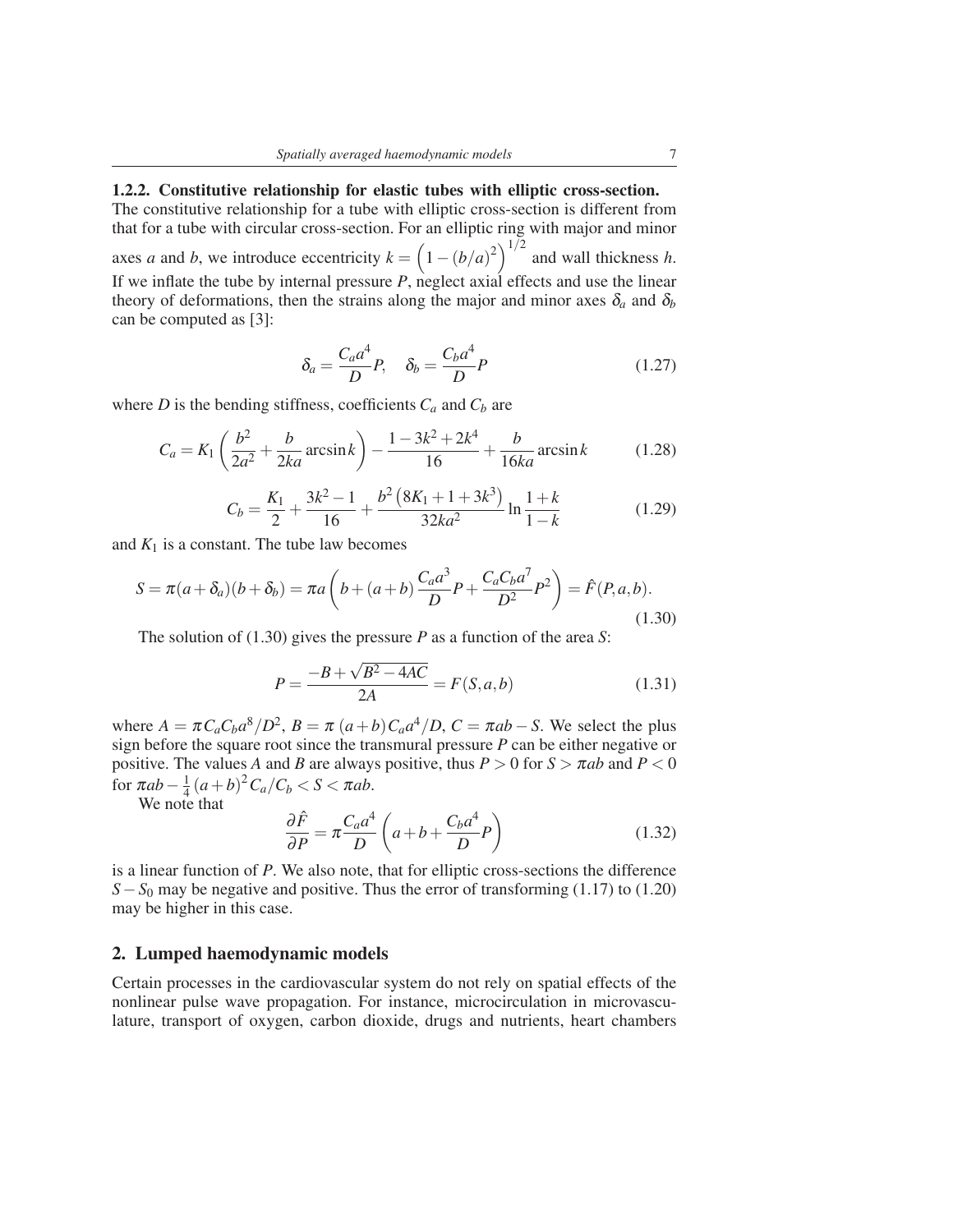### 1.2.2. Constitutive relationship for elastic tubes with elliptic cross-section.

The constitutive relationship for a tube with elliptic cross-section is different from that for a tube with circular cross-section. For an elliptic ring with major and minor axes $a$ and $b$, we introduce eccentricity $k = \left(1 - (b/a)^2\right)^{1/2}$ and wall thickness $h$. If we inflate the tube by internal pressure $P$, neglect axial effects and use the linear theory of deformations, then the strains along the major and minor axes $\delta_a$ and $\delta_b$ can be computed as [3]:

$$\delta_a = \frac{C_a a^4}{D} P, \quad \delta_b = \frac{C_b a^4}{D} P \tag{1.27}$$

where $D$ is the bending stiffness, coefficients $C_a$ and $C_b$ are

$$C_a = K_1 \left( \frac{b^2}{2a^2} + \frac{b}{2ka} \arcsin k \right) - \frac{1 - 3k^2 + 2k^4}{16} + \frac{b}{16ka} \arcsin k \tag{1.28}$$

$$C_b = \frac{K_1}{2} + \frac{3k^2 - 1}{16} + \frac{b^2 \left(8K_1 + 1 + 3k^3\right)}{32ka^2} \ln \frac{1+k}{1-k} \tag{1.29}$$

and $K_1$ is a constant. The tube law becomes

$$S = \pi (a + \delta_a)(b + \delta_b) = \pi a \left( b + (a+b) \frac{C_a a^3}{D} P + \frac{C_a C_b a^7}{D^2} P^2 \right) = \hat{F}(P, a, b). \tag{1.30}$$

The solution of (1.30) gives the pressure $P$ as a function of the area $S$:

$$P = \frac{-B + \sqrt{B^2 - 4AC}}{2A} = F(S, a, b) \tag{1.31}$$

where $A = \pi C_a C_b a^8 / D^2$, $B = \pi \, (a+b) C_a a^4 / D$, $C = \pi ab - S$. We select the plus sign before the square root since the transmural pressure $P$ can be either negative or positive. The values $A$ and $B$ are always positive, thus $P > 0$ for $S > \pi ab$ and $P < 0$ for $\pi ab - \frac{1}{4}(a+b)^2 C_a / C_b < S < \pi ab$.

We note that

$$\frac{\partial \hat{F}}{\partial P} = \pi \frac{C_a a^4}{D} \left( a + b + \frac{C_b a^4}{D} P \right) \tag{1.32}$$

is a linear function of $P$. We also note, that for elliptic cross-sections the difference $S - S_0$ may be negative and positive. Thus the error of transforming (1.17) to (1.20) may be higher in this case.

## 2. Lumped haemodynamic models

Certain processes in the cardiovascular system do not rely on spatial effects of the nonlinear pulse wave propagation. For instance, microcirculation in microvasculature, transport of oxygen, carbon dioxide, drugs and nutrients, heart chambers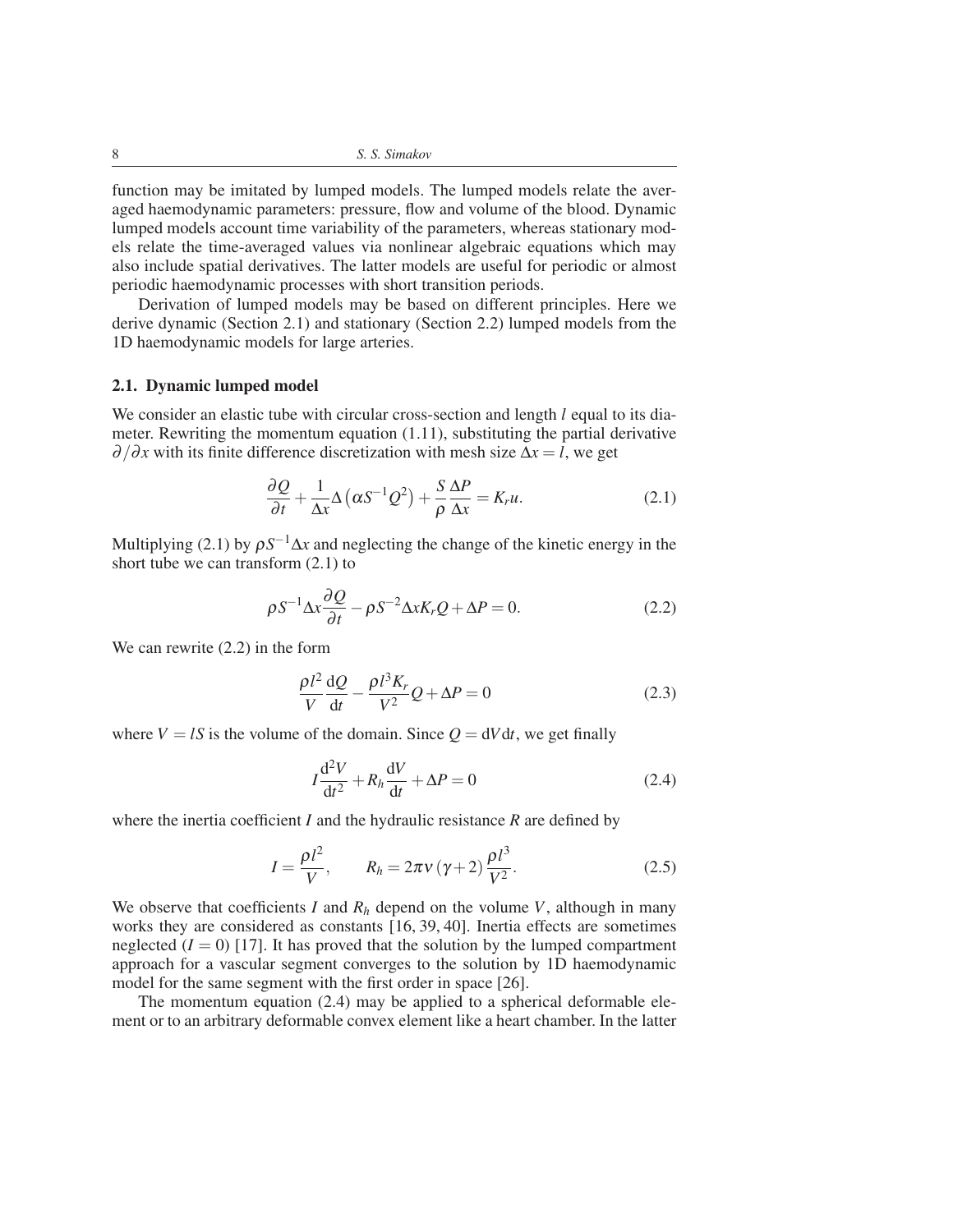function may be imitated by lumped models. The lumped models relate the averaged haemodynamic parameters: pressure, flow and volume of the blood. Dynamic lumped models account time variability of the parameters, whereas stationary models relate the time-averaged values via nonlinear algebraic equations which may also include spatial derivatives. The latter models are useful for periodic or almost periodic haemodynamic processes with short transition periods.

Derivation of lumped models may be based on different principles. Here we derive dynamic (Section 2.1) and stationary (Section 2.2) lumped models from the 1D haemodynamic models for large arteries.

### 2.1. Dynamic lumped model

We consider an elastic tube with circular cross-section and length $l$ equal to its diameter. Rewriting the momentum equation (1.11), substituting the partial derivative $\partial/\partial x$ with its finite difference discretization with mesh size $\Delta x = l$, we get

$$\frac{\partial Q}{\partial t} + \frac{1}{\Delta x}\Delta\left(\alpha S^{-1} Q^2\right) + \frac{S}{\rho}\frac{\Delta P}{\Delta x} = K_r u. \tag{2.1}$$

Multiplying (2.1) by $\rho S^{-1}\Delta x$ and neglecting the change of the kinetic energy in the short tube we can transform (2.1) to

$$\rho S^{-1}\Delta x \frac{\partial Q}{\partial t} - \rho S^{-2}\Delta x K_r Q + \Delta P = 0. \tag{2.2}$$

We can rewrite (2.2) in the form

$$\frac{\rho l^2}{V}\frac{\mathrm{d}Q}{\mathrm{d}t} - \frac{\rho l^3 K_r}{V^2} Q + \Delta P = 0 \tag{2.3}$$

where $V = lS$ is the volume of the domain. Since $Q = \mathrm{d}V\mathrm{d}t$, we get finally

$$I\frac{\mathrm{d}^2 V}{\mathrm{d}t^2} + R_h \frac{\mathrm{d}V}{\mathrm{d}t} + \Delta P = 0 \tag{2.4}$$

where the inertia coefficient $I$ and the hydraulic resistance $R$ are defined by

$$I = \frac{\rho l^2}{V}, \qquad R_h = 2\pi\nu\left(\gamma + 2\right)\frac{\rho l^3}{V^2}. \tag{2.5}$$

We observe that coefficients $I$ and $R_h$ depend on the volume $V$, although in many works they are considered as constants [16, 39, 40]. Inertia effects are sometimes neglected ($I = 0$) [17]. It has proved that the solution by the lumped compartment approach for a vascular segment converges to the solution by 1D haemodynamic model for the same segment with the first order in space [26].

The momentum equation (2.4) may be applied to a spherical deformable element or to an arbitrary deformable convex element like a heart chamber. In the latter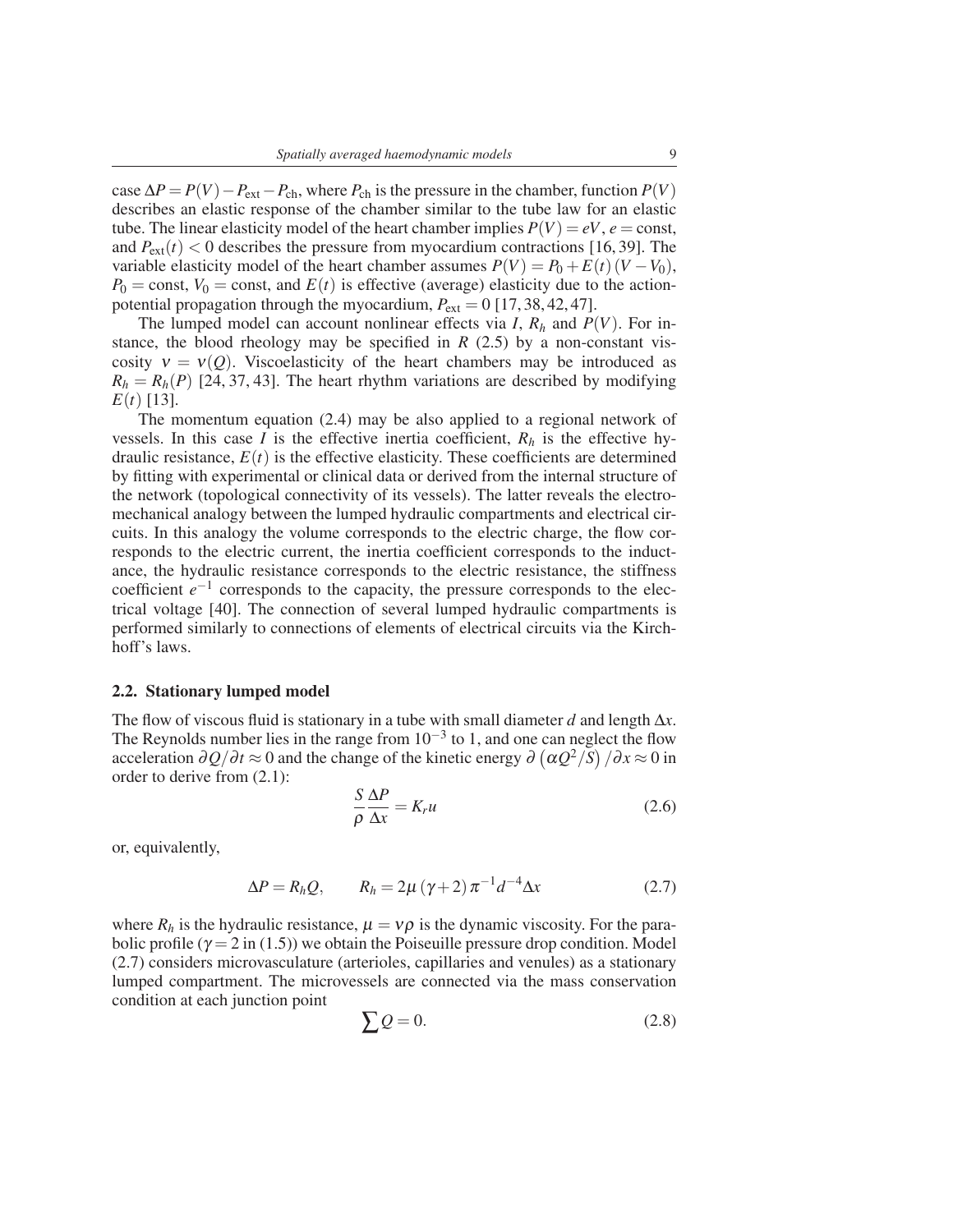case $\Delta P = P(V) - P_{\text{ext}} - P_{\text{ch}}$, where $P_{\text{ch}}$ is the pressure in the chamber, function $P(V)$ describes an elastic response of the chamber similar to the tube law for an elastic tube. The linear elasticity model of the heart chamber implies $P(V) = eV$, $e = \text{const}$, and $P_{\text{ext}}(t) < 0$ describes the pressure from myocardium contractions [16, 39]. The variable elasticity model of the heart chamber assumes $P(V) = P_0 + E(t)(V - V_0)$, $P_0 = \text{const}$, $V_0 = \text{const}$, and $E(t)$ is effective (average) elasticity due to the action-potential propagation through the myocardium, $P_{\text{ext}} = 0$ [17, 38, 42, 47].

The lumped model can account nonlinear effects via $I$, $R_h$ and $P(V)$. For instance, the blood rheology may be specified in $R$ (2.5) by a non-constant viscosity $\nu = \nu(Q)$. Viscoelasticity of the heart chambers may be introduced as $R_h = R_h(P)$ [24, 37, 43]. The heart rhythm variations are described by modifying $E(t)$ [13].

The momentum equation (2.4) may be also applied to a regional network of vessels. In this case $I$ is the effective inertia coefficient, $R_h$ is the effective hydraulic resistance, $E(t)$ is the effective elasticity. These coefficients are determined by fitting with experimental or clinical data or derived from the internal structure of the network (topological connectivity of its vessels). The latter reveals the electromechanical analogy between the lumped hydraulic compartments and electrical circuits. In this analogy the volume corresponds to the electric charge, the flow corresponds to the electric current, the inertia coefficient corresponds to the inductance, the hydraulic resistance corresponds to the electric resistance, the stiffness coefficient $e^{-1}$ corresponds to the capacity, the pressure corresponds to the electrical voltage [40]. The connection of several lumped hydraulic compartments is performed similarly to connections of elements of electrical circuits via the Kirchhoff's laws.

### 2.2. Stationary lumped model

The flow of viscous fluid is stationary in a tube with small diameter $d$ and length $\Delta x$. The Reynolds number lies in the range from $10^{-3}$ to 1, and one can neglect the flow acceleration $\partial Q/\partial t \approx 0$ and the change of the kinetic energy $\partial\left(\alpha Q^2/S\right)/\partial x \approx 0$ in order to derive from (2.1):

$$\frac{S}{\rho}\frac{\Delta P}{\Delta x} = K_r u \tag{2.6}$$

or, equivalently,

$$\Delta P = R_h Q, \qquad R_h = 2\mu\,(\gamma + 2)\,\pi^{-1} d^{-4} \Delta x \tag{2.7}$$

where $R_h$ is the hydraulic resistance, $\mu = \nu\rho$ is the dynamic viscosity. For the parabolic profile ($\gamma = 2$ in (1.5)) we obtain the Poiseuille pressure drop condition. Model (2.7) considers microvasculature (arterioles, capillaries and venules) as a stationary lumped compartment. The microvessels are connected via the mass conservation condition at each junction point

$$\sum Q = 0. \tag{2.8}$$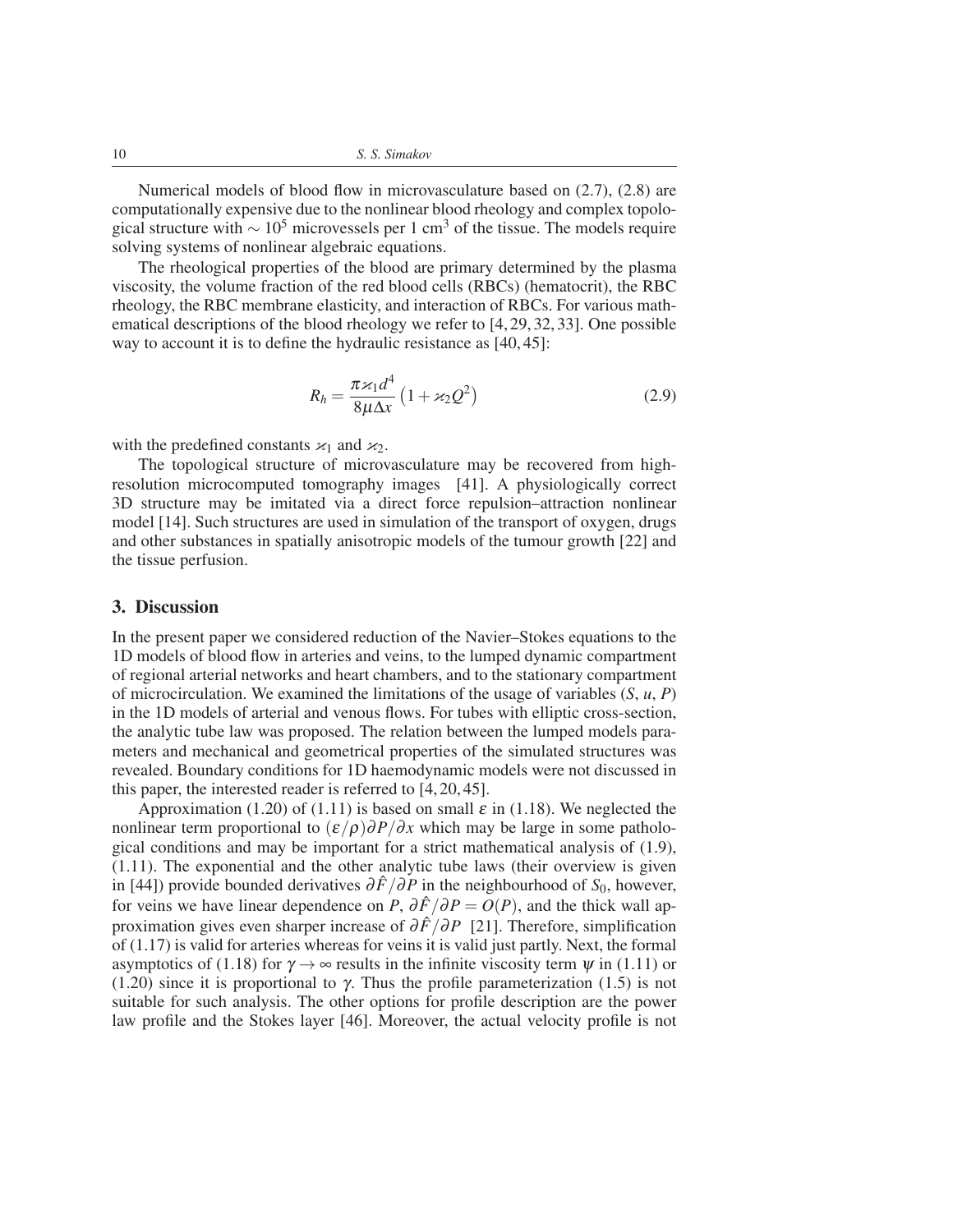Numerical models of blood flow in microvasculature based on (2.7), (2.8) are computationally expensive due to the nonlinear blood rheology and complex topological structure with $\sim 10^5$ microvessels per 1 $cm^3$ of the tissue. The models require solving systems of nonlinear algebraic equations.

The rheological properties of the blood are primary determined by the plasma viscosity, the volume fraction of the red blood cells (RBCs) (hematocrit), the RBC rheology, the RBC membrane elasticity, and interaction of RBCs. For various mathematical descriptions of the blood rheology we refer to [4, 29, 32, 33]. One possible way to account it is to define the hydraulic resistance as [40, 45]:

$$R_h = \frac{\pi \varkappa_1 d^4}{8 \mu \Delta x} \left(1 + \varkappa_2 Q^2\right) \tag{2.9}$$

with the predefined constants $\varkappa_1$ and $\varkappa_2$.

The topological structure of microvasculature may be recovered from high-resolution microcomputed tomography images [41]. A physiologically correct 3D structure may be imitated via a direct force repulsion–attraction nonlinear model [14]. Such structures are used in simulation of the transport of oxygen, drugs and other substances in spatially anisotropic models of the tumour growth [22] and the tissue perfusion.

## 3. Discussion

In the present paper we considered reduction of the Navier–Stokes equations to the 1D models of blood flow in arteries and veins, to the lumped dynamic compartment of regional arterial networks and heart chambers, and to the stationary compartment of microcirculation. We examined the limitations of the usage of variables ($S$, $u$, $P$) in the 1D models of arterial and venous flows. For tubes with elliptic cross-section, the analytic tube law was proposed. The relation between the lumped models parameters and mechanical and geometrical properties of the simulated structures was revealed. Boundary conditions for 1D haemodynamic models were not discussed in this paper, the interested reader is referred to [4, 20, 45].

Approximation (1.20) of (1.11) is based on small $\varepsilon$ in (1.18). We neglected the nonlinear term proportional to $(\varepsilon/\rho)\partial P/\partial x$ which may be large in some pathological conditions and may be important for a strict mathematical analysis of (1.9), (1.11). The exponential and the other analytic tube laws (their overview is given in [44]) provide bounded derivatives $\partial \hat{F}/\partial P$ in the neighbourhood of $S_0$, however, for veins we have linear dependence on $P$, $\partial \hat{F}/\partial P = O(P)$, and the thick wall approximation gives even sharper increase of $\partial \hat{F}/\partial P$ [21]. Therefore, simplification of (1.17) is valid for arteries whereas for veins it is valid just partly. Next, the formal asymptotics of (1.18) for $\gamma \to \infty$ results in the infinite viscosity term $\psi$ in (1.11) or (1.20) since it is proportional to $\gamma$. Thus the profile parameterization (1.5) is not suitable for such analysis. The other options for profile description are the power law profile and the Stokes layer [46]. Moreover, the actual velocity profile is not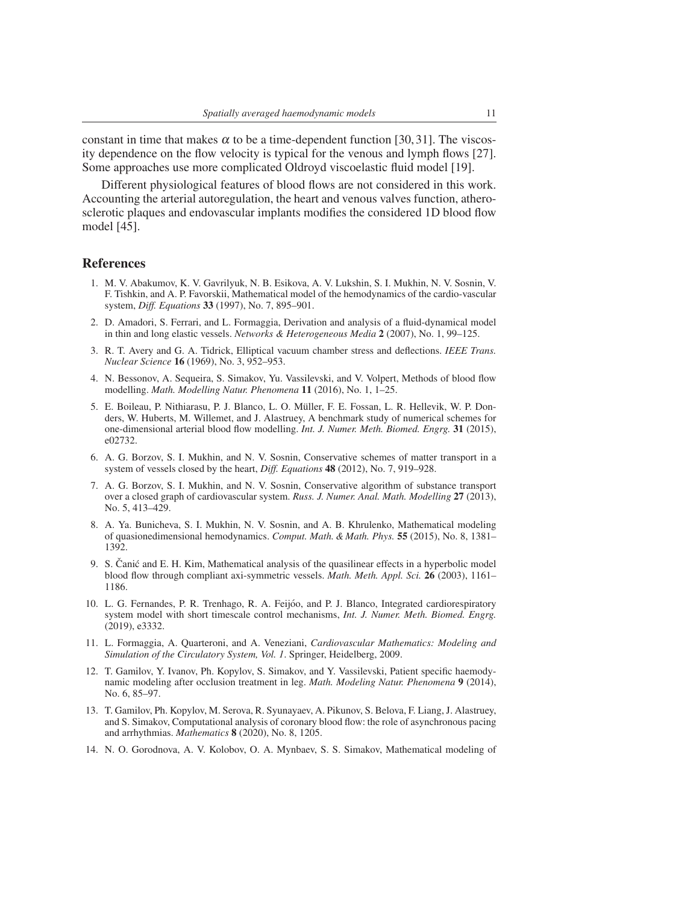constant in time that makes $\alpha$ to be a time-dependent function [30, 31]. The viscosity dependence on the flow velocity is typical for the venous and lymph flows [27]. Some approaches use more complicated Oldroyd viscoelastic fluid model [19].

Different physiological features of blood flows are not considered in this work. Accounting the arterial autoregulation, the heart and venous valves function, atherosclerotic plaques and endovascular implants modifies the considered 1D blood flow model [45].

## References

1. M. V. Abakumov, K. V. Gavrilyuk, N. B. Esikova, A. V. Lukshin, S. I. Mukhin, N. V. Sosnin, V. F. Tishkin, and A. P. Favorskii, Mathematical model of the hemodynamics of the cardio-vascular system, *Diff. Equations* **33** (1997), No. 7, 895–901.

2. D. Amadori, S. Ferrari, and L. Formaggia, Derivation and analysis of a fluid-dynamical model in thin and long elastic vessels. *Networks & Heterogeneous Media* **2** (2007), No. 1, 99–125.

3. R. T. Avery and G. A. Tidrick, Elliptical vacuum chamber stress and deflections. *IEEE Trans. Nuclear Science* **16** (1969), No. 3, 952–953.

4. N. Bessonov, A. Sequeira, S. Simakov, Yu. Vassilevski, and V. Volpert, Methods of blood flow modelling. *Math. Modelling Natur. Phenomena* **11** (2016), No. 1, 1–25.

5. E. Boileau, P. Nithiarasu, P. J. Blanco, L. O. Müller, F. E. Fossan, L. R. Hellevik, W. P. Donders, W. Huberts, M. Willemet, and J. Alastruey, A benchmark study of numerical schemes for one-dimensional arterial blood flow modelling. *Int. J. Numer. Meth. Biomed. Engrg.* **31** (2015), e02732.

6. A. G. Borzov, S. I. Mukhin, and N. V. Sosnin, Conservative schemes of matter transport in a system of vessels closed by the heart, *Diff. Equations* **48** (2012), No. 7, 919–928.

7. A. G. Borzov, S. I. Mukhin, and N. V. Sosnin, Conservative algorithm of substance transport over a closed graph of cardiovascular system. *Russ. J. Numer. Anal. Math. Modelling* **27** (2013), No. 5, 413–429.

8. A. Ya. Bunicheva, S. I. Mukhin, N. V. Sosnin, and A. B. Khrulenko, Mathematical modeling of quasionedimensional hemodynamics. *Comput. Math. & Math. Phys.* **55** (2015), No. 8, 1381–1392.

9. S. Čanić and E. H. Kim, Mathematical analysis of the quasilinear effects in a hyperbolic model blood flow through compliant axi-symmetric vessels. *Math. Meth. Appl. Sci.* **26** (2003), 1161–1186.

10. L. G. Fernandes, P. R. Trenhago, R. A. Feijóo, and P. J. Blanco, Integrated cardiorespiratory system model with short timescale control mechanisms, *Int. J. Numer. Meth. Biomed. Engrg.* (2019), e3332.

11. L. Formaggia, A. Quarteroni, and A. Veneziani, *Cardiovascular Mathematics: Modeling and Simulation of the Circulatory System, Vol. 1*. Springer, Heidelberg, 2009.

12. T. Gamilov, Y. Ivanov, Ph. Kopylov, S. Simakov, and Y. Vassilevski, Patient specific haemodynamic modeling after occlusion treatment in leg. *Math. Modeling Natur. Phenomena* **9** (2014), No. 6, 85–97.

13. T. Gamilov, Ph. Kopylov, M. Serova, R. Syunayaev, A. Pikunov, S. Belova, F. Liang, J. Alastruey, and S. Simakov, Computational analysis of coronary blood flow: the role of asynchronous pacing and arrhythmias. *Mathematics* **8** (2020), No. 8, 1205.

14. N. O. Gorodnova, A. V. Kolobov, O. A. Mynbaev, S. S. Simakov, Mathematical modeling of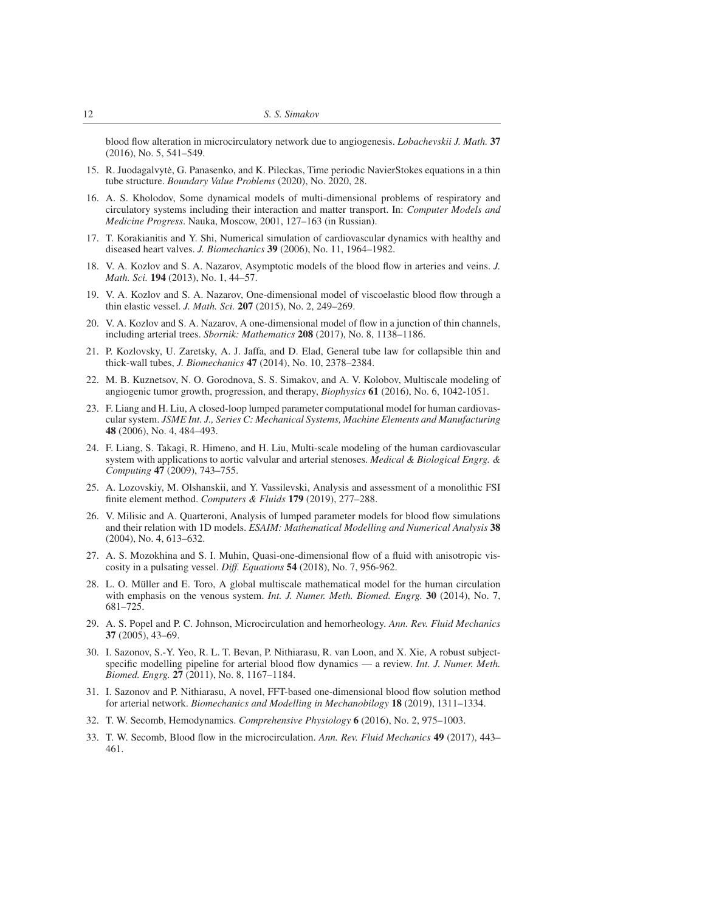blood flow alteration in microcirculatory network due to angiogenesis. *Lobachevskii J. Math.* **37** (2016), No. 5, 541–549.

15. R. Juodagalvytė, G. Panasenko, and K. Pileckas, Time periodic NavierStokes equations in a thin tube structure. *Boundary Value Problems* (2020), No. 2020, 28.
16. A. S. Kholodov, Some dynamical models of multi-dimensional problems of respiratory and circulatory systems including their interaction and matter transport. In: *Computer Models and Medicine Progress*. Nauka, Moscow, 2001, 127–163 (in Russian).
17. T. Korakianitis and Y. Shi, Numerical simulation of cardiovascular dynamics with healthy and diseased heart valves. *J. Biomechanics* **39** (2006), No. 11, 1964–1982.
18. V. A. Kozlov and S. A. Nazarov, Asymptotic models of the blood flow in arteries and veins. *J. Math. Sci.* **194** (2013), No. 1, 44–57.
19. V. A. Kozlov and S. A. Nazarov, One-dimensional model of viscoelastic blood flow through a thin elastic vessel. *J. Math. Sci.* **207** (2015), No. 2, 249–269.
20. V. A. Kozlov and S. A. Nazarov, A one-dimensional model of flow in a junction of thin channels, including arterial trees. *Sbornik: Mathematics* **208** (2017), No. 8, 1138–1186.
21. P. Kozlovsky, U. Zaretsky, A. J. Jaffa, and D. Elad, General tube law for collapsible thin and thick-wall tubes, *J. Biomechanics* **47** (2014), No. 10, 2378–2384.
22. M. B. Kuznetsov, N. O. Gorodnova, S. S. Simakov, and A. V. Kolobov, Multiscale modeling of angiogenic tumor growth, progression, and therapy, *Biophysics* **61** (2016), No. 6, 1042-1051.
23. F. Liang and H. Liu, A closed-loop lumped parameter computational model for human cardiovascular system. *JSME Int. J., Series C: Mechanical Systems, Machine Elements and Manufacturing* **48** (2006), No. 4, 484–493.
24. F. Liang, S. Takagi, R. Himeno, and H. Liu, Multi-scale modeling of the human cardiovascular system with applications to aortic valvular and arterial stenoses. *Medical & Biological Engrg. & Computing* **47** (2009), 743–755.
25. A. Lozovskiy, M. Olshanskii, and Y. Vassilevski, Analysis and assessment of a monolithic FSI finite element method. *Computers & Fluids* **179** (2019), 277–288.
26. V. Milisic and A. Quarteroni, Analysis of lumped parameter models for blood flow simulations and their relation with 1D models. *ESAIM: Mathematical Modelling and Numerical Analysis* **38** (2004), No. 4, 613–632.
27. A. S. Mozokhina and S. I. Muhin, Quasi-one-dimensional flow of a fluid with anisotropic viscosity in a pulsating vessel. *Diff. Equations* **54** (2018), No. 7, 956-962.
28. L. O. Müller and E. Toro, A global multiscale mathematical model for the human circulation with emphasis on the venous system. *Int. J. Numer. Meth. Biomed. Engrg.* **30** (2014), No. 7, 681–725.
29. A. S. Popel and P. C. Johnson, Microcirculation and hemorheology. *Ann. Rev. Fluid Mechanics* **37** (2005), 43–69.
30. I. Sazonov, S.-Y. Yeo, R. L. T. Bevan, P. Nithiarasu, R. van Loon, and X. Xie, A robust subject-specific modelling pipeline for arterial blood flow dynamics — a review. *Int. J. Numer. Meth. Biomed. Engrg.* **27** (2011), No. 8, 1167–1184.
31. I. Sazonov and P. Nithiarasu, A novel, FFT-based one-dimensional blood flow solution method for arterial network. *Biomechanics and Modelling in Mechanobilogy* **18** (2019), 1311–1334.
32. T. W. Secomb, Hemodynamics. *Comprehensive Physiology* **6** (2016), No. 2, 975–1003.
33. T. W. Secomb, Blood flow in the microcirculation. *Ann. Rev. Fluid Mechanics* **49** (2017), 443–461.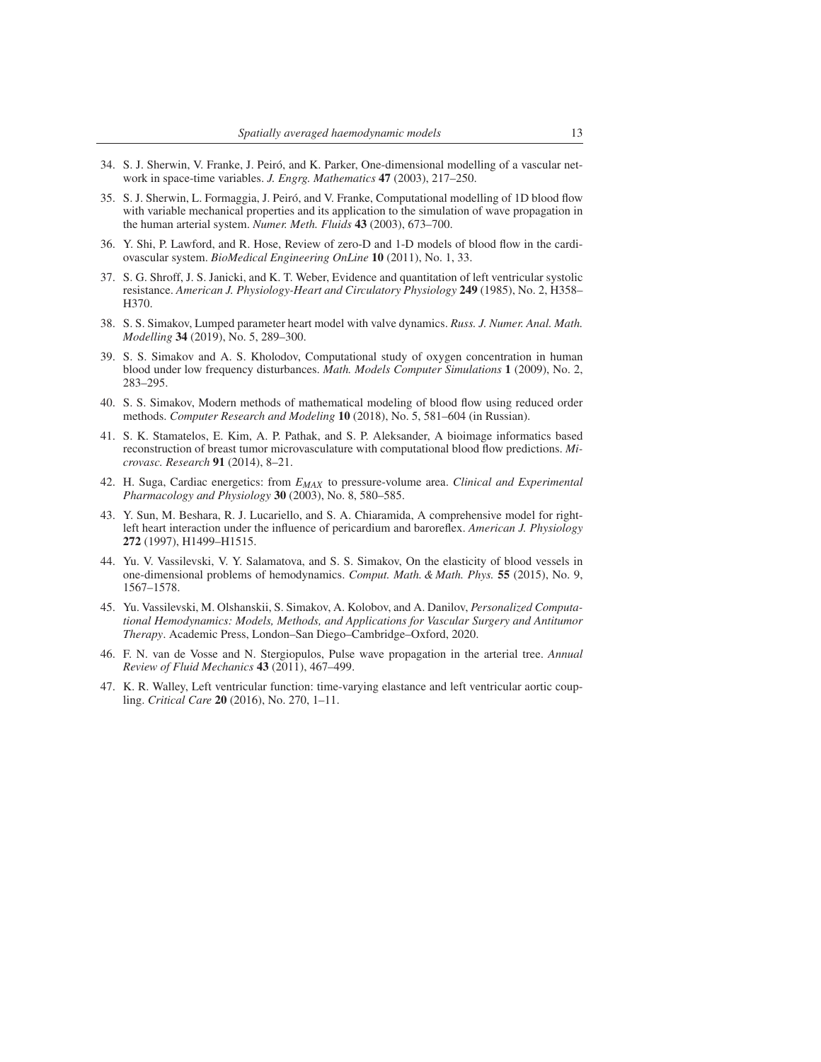34. S. J. Sherwin, V. Franke, J. Peiró, and K. Parker, One-dimensional modelling of a vascular network in space-time variables. *J. Engrg. Mathematics* **47** (2003), 217–250.

35. S. J. Sherwin, L. Formaggia, J. Peiró, and V. Franke, Computational modelling of 1D blood flow with variable mechanical properties and its application to the simulation of wave propagation in the human arterial system. *Numer. Meth. Fluids* **43** (2003), 673–700.

36. Y. Shi, P. Lawford, and R. Hose, Review of zero-D and 1-D models of blood flow in the cardiovascular system. *BioMedical Engineering OnLine* **10** (2011), No. 1, 33.

37. S. G. Shroff, J. S. Janicki, and K. T. Weber, Evidence and quantitation of left ventricular systolic resistance. *American J. Physiology-Heart and Circulatory Physiology* **249** (1985), No. 2, H358–H370.

38. S. S. Simakov, Lumped parameter heart model with valve dynamics. *Russ. J. Numer. Anal. Math. Modelling* **34** (2019), No. 5, 289–300.

39. S. S. Simakov and A. S. Kholodov, Computational study of oxygen concentration in human blood under low frequency disturbances. *Math. Models Computer Simulations* **1** (2009), No. 2, 283–295.

40. S. S. Simakov, Modern methods of mathematical modeling of blood flow using reduced order methods. *Computer Research and Modeling* **10** (2018), No. 5, 581–604 (in Russian).

41. S. K. Stamatelos, E. Kim, A. P. Pathak, and S. P. Aleksander, A bioimage informatics based reconstruction of breast tumor microvasculature with computational blood flow predictions. *Microvasc. Research* **91** (2014), 8–21.

42. H. Suga, Cardiac energetics: from $E_{MAX}$ to pressure-volume area. *Clinical and Experimental Pharmacology and Physiology* **30** (2003), No. 8, 580–585.

43. Y. Sun, M. Beshara, R. J. Lucariello, and S. A. Chiaramida, A comprehensive model for right-left heart interaction under the influence of pericardium and baroreflex. *American J. Physiology* **272** (1997), H1499–H1515.

44. Yu. V. Vassilevski, V. Y. Salamatova, and S. S. Simakov, On the elasticity of blood vessels in one-dimensional problems of hemodynamics. *Comput. Math. & Math. Phys.* **55** (2015), No. 9, 1567–1578.

45. Yu. Vassilevski, M. Olshanskii, S. Simakov, A. Kolobov, and A. Danilov, *Personalized Computational Hemodynamics: Models, Methods, and Applications for Vascular Surgery and Antitumor Therapy*. Academic Press, London–San Diego–Cambridge–Oxford, 2020.

46. F. N. van de Vosse and N. Stergiopulos, Pulse wave propagation in the arterial tree. *Annual Review of Fluid Mechanics* **43** (2011), 467–499.

47. K. R. Walley, Left ventricular function: time-varying elastance and left ventricular aortic coupling. *Critical Care* **20** (2016), No. 270, 1–11.